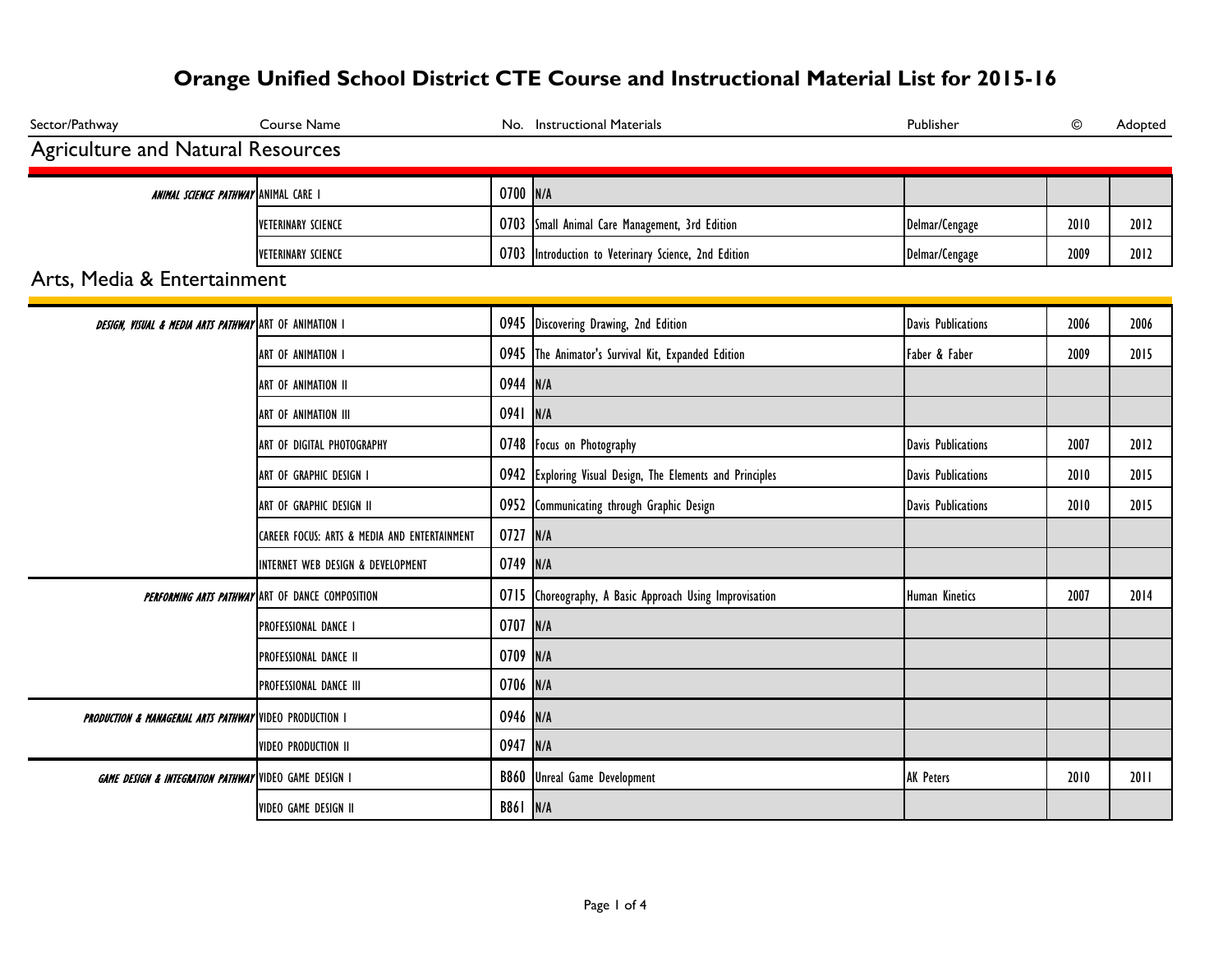# Orange Unified School District CTE Course and Instructional Material List for 2015-16

| Sector/Pathway | Course Name | No. | Instructional Materials | Publisher | © | Adopted |
|---|---|---|---|---|---|---|
| **Agriculture and Natural Resources** | | | | | | |
| *ANIMAL SCIENCE PATHWAY* | ANIMAL CARE I | 0700 | N/A | | | |
| | VETERINARY SCIENCE | 0703 | Small Animal Care Management, 3rd Edition | Delmar/Cengage | 2010 | 2012 |
| | VETERINARY SCIENCE | 0703 | Introduction to Veterinary Science, 2nd Edition | Delmar/Cengage | 2009 | 2012 |
| **Arts, Media & Entertainment** | | | | | | |
| *DESIGN, VISUAL & MEDIA ARTS PATHWAY* | ART OF ANIMATION I | 0945 | Discovering Drawing, 2nd Edition | Davis Publications | 2006 | 2006 |
| | ART OF ANIMATION I | 0945 | The Animator's Survival Kit, Expanded Edition | Faber & Faber | 2009 | 2015 |
| | ART OF ANIMATION II | 0944 | N/A | | | |
| | ART OF ANIMATION III | 0941 | N/A | | | |
| | ART OF DIGITAL PHOTOGRAPHY | 0748 | Focus on Photography | Davis Publications | 2007 | 2012 |
| | ART OF GRAPHIC DESIGN I | 0942 | Exploring Visual Design, The Elements and Principles | Davis Publications | 2010 | 2015 |
| | ART OF GRAPHIC DESIGN II | 0952 | Communicating through Graphic Design | Davis Publications | 2010 | 2015 |
| | CAREER FOCUS: ARTS & MEDIA AND ENTERTAINMENT | 0727 | N/A | | | |
| | INTERNET WEB DESIGN & DEVELOPMENT | 0749 | N/A | | | |
| *PERFORMING ARTS PATHWAY* | ART OF DANCE COMPOSITION | 0715 | Choreography, A Basic Approach Using Improvisation | Human Kinetics | 2007 | 2014 |
| | PROFESSIONAL DANCE I | 0707 | N/A | | | |
| | PROFESSIONAL DANCE II | 0709 | N/A | | | |
| | PROFESSIONAL DANCE III | 0706 | N/A | | | |
| *PRODUCTION & MANAGERIAL ARTS PATHWAY* | VIDEO PRODUCTION I | 0946 | N/A | | | |
| | VIDEO PRODUCTION II | 0947 | N/A | | | |
| *GAME DESIGN & INTEGRATION PATHWAY* | VIDEO GAME DESIGN I | B860 | Unreal Game Development | AK Peters | 2010 | 2011 |
| | VIDEO GAME DESIGN II | B861 | N/A | | | |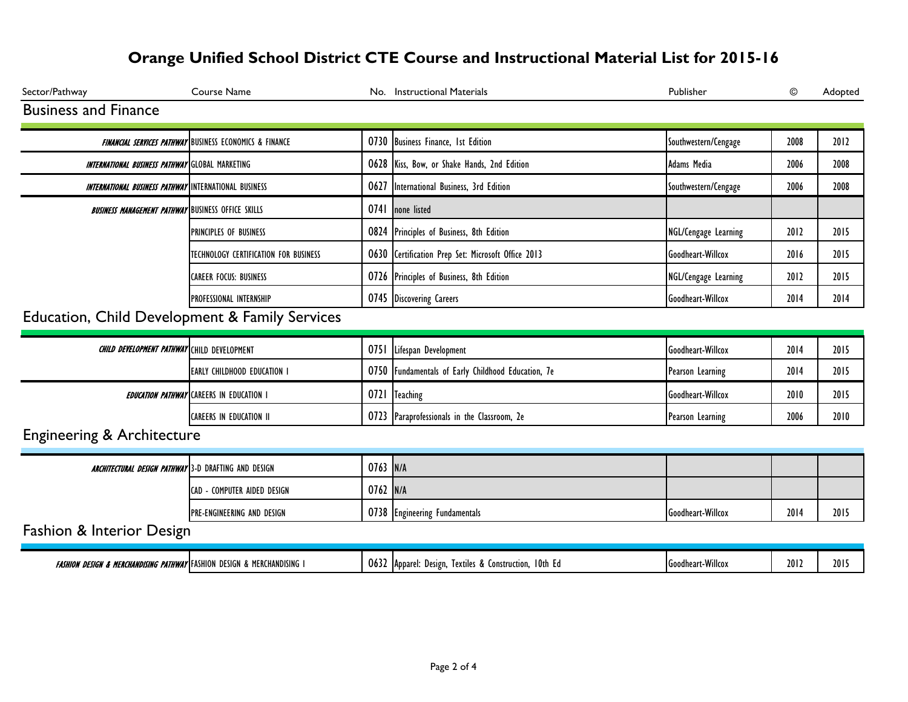# Orange Unified School District CTE Course and Instructional Material List for 2015-16

| Sector/Pathway | Course Name | No. | Instructional Materials | Publisher | © | Adopted |
|---|---|---|---|---|---|---|

## Business and Finance

| Sector/Pathway | Course Name | No. | Instructional Materials | Publisher | © | Adopted |
|---|---|---|---|---|---|---|
| *FINANCIAL SERVICES PATHWAY* | BUSINESS ECONOMICS & FINANCE | 0730 | Business Finance, 1st Edition | Southwestern/Cengage | 2008 | 2012 |
| *INTERNATIONAL BUSINESS PATHWAY* | GLOBAL MARKETING | 0628 | Kiss, Bow, or Shake Hands, 2nd Edition | Adams Media | 2006 | 2008 |
| *INTERNATIONAL BUSINESS PATHWAY* | INTERNATIONAL BUSINESS | 0627 | International Business, 3rd Edition | Southwestern/Cengage | 2006 | 2008 |
| *BUSINESS MANAGEMENT PATHWAY* | BUSINESS OFFICE SKILLS | 0741 | none listed | | | |
| | PRINCIPLES OF BUSINESS | 0824 | Principles of Business, 8th Edition | NGL/Cengage Learning | 2012 | 2015 |
| | TECHNOLOGY CERTIFICATION FOR BUSINESS | 0630 | Certification Prep Set: Microsoft Office 2013 | Goodheart-Willcox | 2016 | 2015 |
| | CAREER FOCUS: BUSINESS | 0726 | Principles of Business, 8th Edition | NGL/Cengage Learning | 2012 | 2015 |
| | PROFESSIONAL INTERNSHIP | 0745 | Discovering Careers | Goodheart-Willcox | 2014 | 2014 |

## Education, Child Development & Family Services

| Sector/Pathway | Course Name | No. | Instructional Materials | Publisher | © | Adopted |
|---|---|---|---|---|---|---|
| *CHILD DEVELOPMENT PATHWAY* | CHILD DEVELOPMENT | 0751 | Lifespan Development | Goodheart-Willcox | 2014 | 2015 |
| | EARLY CHILDHOOD EDUCATION I | 0750 | Fundamentals of Early Childhood Education, 7e | Pearson Learning | 2014 | 2015 |
| *EDUCATION PATHWAY* | CAREERS IN EDUCATION I | 0721 | Teaching | Goodheart-Willcox | 2010 | 2015 |
| | CAREERS IN EDUCATION II | 0723 | Paraprofessionals in the Classroom, 2e | Pearson Learning | 2006 | 2010 |

## Engineering & Architecture

| Sector/Pathway | Course Name | No. | Instructional Materials | Publisher | © | Adopted |
|---|---|---|---|---|---|---|
| *ARCHITECTURAL DESIGN PATHWAY* | 3-D DRAFTING AND DESIGN | 0763 | N/A | | | |
| | CAD - COMPUTER AIDED DESIGN | 0762 | N/A | | | |
| | PRE-ENGINEERING AND DESIGN | 0738 | Engineering Fundamentals | Goodheart-Willcox | 2014 | 2015 |

## Fashion & Interior Design

| Sector/Pathway | Course Name | No. | Instructional Materials | Publisher | © | Adopted |
|---|---|---|---|---|---|---|
| *FASHION DESIGN & MERCHANDISING PATHWAY* | FASHION DESIGN & MERCHANDISING I | 0632 | Apparel: Design, Textiles & Construction, 10th Ed | Goodheart-Willcox | 2012 | 2015 |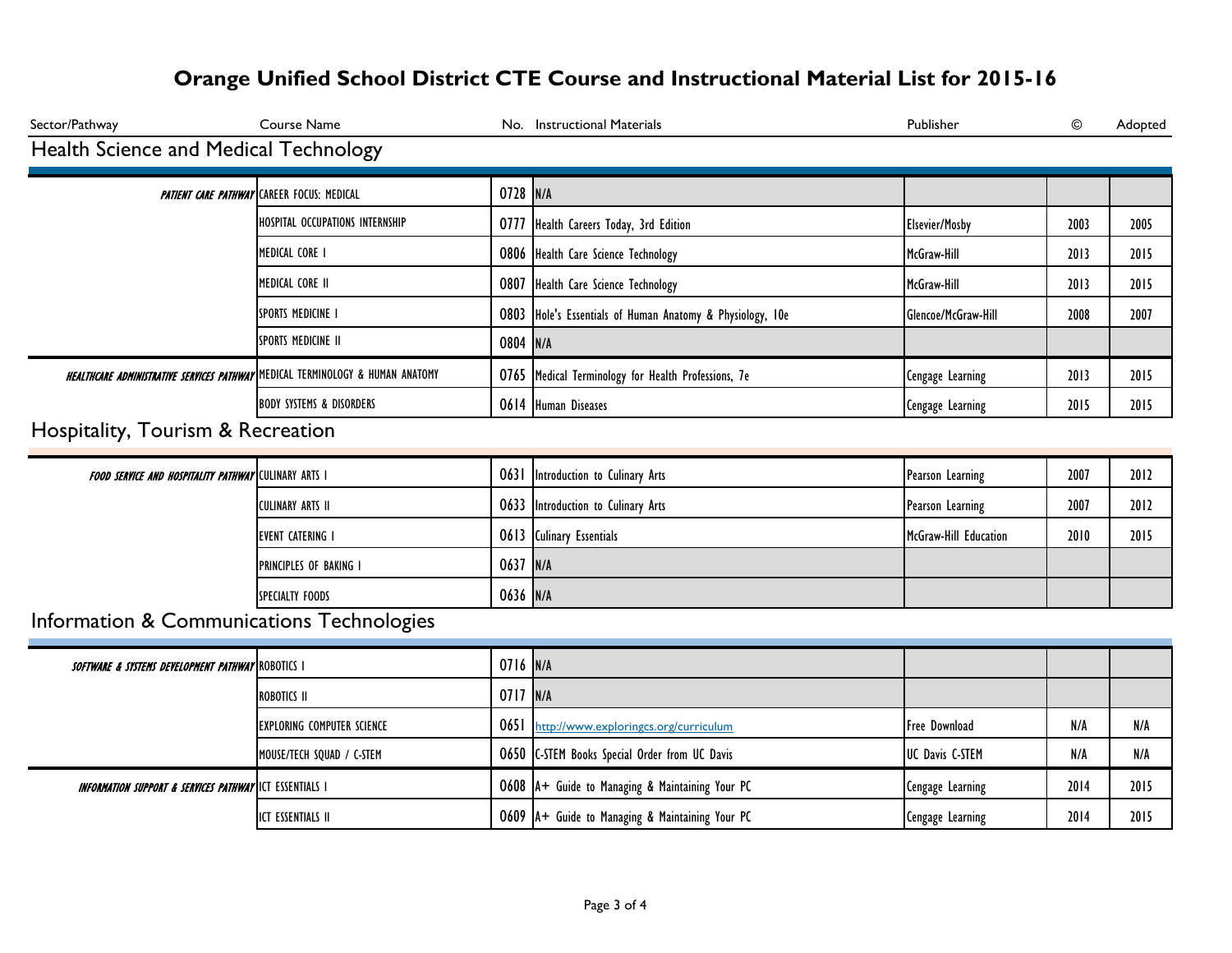# Orange Unified School District CTE Course and Instructional Material List for 2015-16

| Sector/Pathway | Course Name | No. | Instructional Materials | Publisher | © | Adopted |
|---|---|---|---|---|---|---|

## Health Science and Medical Technology

| Sector/Pathway | Course Name | No. | Instructional Materials | Publisher | © | Adopted |
|---|---|---|---|---|---|---|
| *PATIENT CARE PATHWAY* | CAREER FOCUS: MEDICAL | 0728 | N/A | | | |
| | HOSPITAL OCCUPATIONS INTERNSHIP | 0777 | Health Careers Today, 3rd Edition | Elsevier/Mosby | 2003 | 2005 |
| | MEDICAL CORE I | 0806 | Health Care Science Technology | McGraw-Hill | 2013 | 2015 |
| | MEDICAL CORE II | 0807 | Health Care Science Technology | McGraw-Hill | 2013 | 2015 |
| | SPORTS MEDICINE I | 0803 | Hole's Essentials of Human Anatomy & Physiology, 10e | Glencoe/McGraw-Hill | 2008 | 2007 |
| | SPORTS MEDICINE II | 0804 | N/A | | | |
| *HEALTHCARE ADMINISTRATIVE SERVICES PATHWAY* | MEDICAL TERMINOLOGY & HUMAN ANATOMY | 0765 | Medical Terminology for Health Professions, 7e | Cengage Learning | 2013 | 2015 |
| | BODY SYSTEMS & DISORDERS | 0614 | Human Diseases | Cengage Learning | 2015 | 2015 |

## Hospitality, Tourism & Recreation

| Sector/Pathway | Course Name | No. | Instructional Materials | Publisher | © | Adopted |
|---|---|---|---|---|---|---|
| *FOOD SERVICE AND HOSPITALITY PATHWAY* | CULINARY ARTS I | 0631 | Introduction to Culinary Arts | Pearson Learning | 2007 | 2012 |
| | CULINARY ARTS II | 0633 | Introduction to Culinary Arts | Pearson Learning | 2007 | 2012 |
| | EVENT CATERING I | 0613 | Culinary Essentials | McGraw-Hill Education | 2010 | 2015 |
| | PRINCIPLES OF BAKING I | 0637 | N/A | | | |
| | SPECIALTY FOODS | 0636 | N/A | | | |

## Information & Communications Technologies

| Sector/Pathway | Course Name | No. | Instructional Materials | Publisher | © | Adopted |
|---|---|---|---|---|---|---|
| *SOFTWARE & SYSTEMS DEVELOPMENT PATHWAY* | ROBOTICS I | 0716 | N/A | | | |
| | ROBOTICS II | 0717 | N/A | | | |
| | EXPLORING COMPUTER SCIENCE | 0651 | http://www.exploringcs.org/curriculum | Free Download | N/A | N/A |
| | MOUSE/TECH SQUAD / C-STEM | 0650 | C-STEM Books Special Order from UC Davis | UC Davis C-STEM | N/A | N/A |
| *INFORMATION SUPPORT & SERVICES PATHWAY* | ICT ESSENTIALS I | 0608 | A+ Guide to Managing & Maintaining Your PC | Cengage Learning | 2014 | 2015 |
| | ICT ESSENTIALS II | 0609 | A+ Guide to Managing & Maintaining Your PC | Cengage Learning | 2014 | 2015 |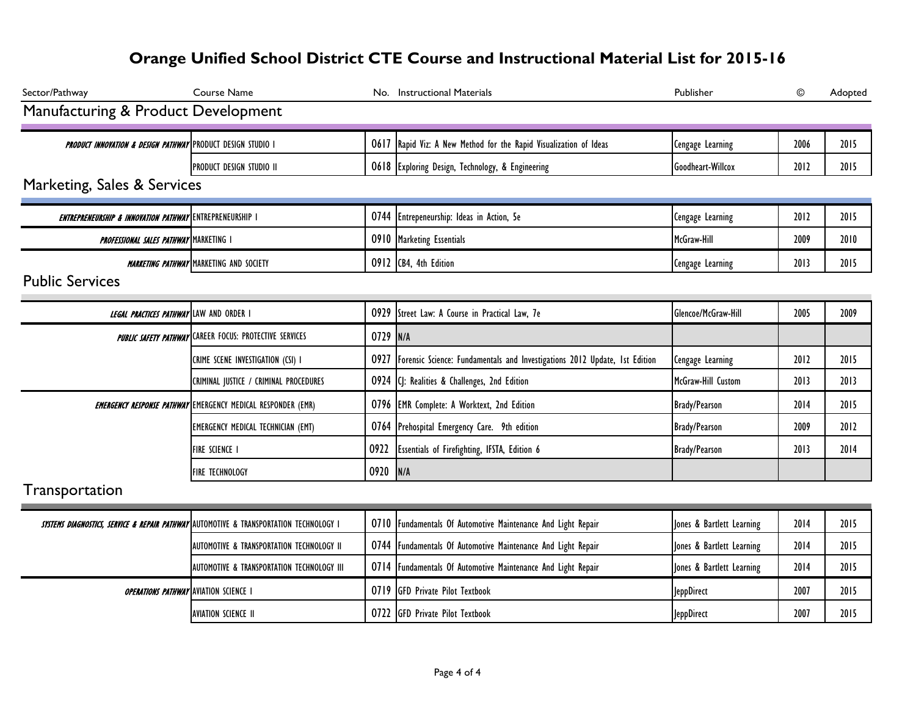# Orange Unified School District CTE Course and Instructional Material List for 2015-16

| Sector/Pathway | Course Name | No. | Instructional Materials | Publisher | © | Adopted |
|---|---|---|---|---|---|---|
| **Manufacturing & Product Development** | | | | | | |
| *PRODUCT INNOVATION & DESIGN PATHWAY* | PRODUCT DESIGN STUDIO I | 0617 | Rapid Viz: A New Method for the Rapid Visualization of Ideas | Cengage Learning | 2006 | 2015 |
| | PRODUCT DESIGN STUDIO II | 0618 | Exploring Design, Technology, & Engineering | Goodheart-Willcox | 2012 | 2015 |
| **Marketing, Sales & Services** | | | | | | |
| *ENTREPRENEURSHIP & INNOVATION PATHWAY* | ENTREPRENEURSHIP I | 0744 | Entrepeneurship: Ideas in Action, 5e | Cengage Learning | 2012 | 2015 |
| *PROFESSIONAL SALES PATHWAY* | MARKETING I | 0910 | Marketing Essentials | McGraw-Hill | 2009 | 2010 |
| *MARKETING PATHWAY* | MARKETING AND SOCIETY | 0912 | CB4, 4th Edition | Cengage Learning | 2013 | 2015 |
| **Public Services** | | | | | | |
| *LEGAL PRACTICES PATHWAY* | LAW AND ORDER I | 0929 | Street Law: A Course in Practical Law, 7e | Glencoe/McGraw-Hill | 2005 | 2009 |
| *PUBLIC SAFETY PATHWAY* | CAREER FOCUS: PROTECTIVE SERVICES | 0729 | N/A | | | |
| | CRIME SCENE INVESTIGATION (CSI) I | 0927 | Forensic Science: Fundamentals and Investigations 2012 Update, 1st Edition | Cengage Learning | 2012 | 2015 |
| | CRIMINAL JUSTICE / CRIMINAL PROCEDURES | 0924 | CJ: Realities & Challenges, 2nd Edition | McGraw-Hill Custom | 2013 | 2013 |
| *EMERGENCY RESPONSE PATHWAY* | EMERGENCY MEDICAL RESPONDER (EMR) | 0796 | EMR Complete: A Worktext, 2nd Edition | Brady/Pearson | 2014 | 2015 |
| | EMERGENCY MEDICAL TECHNICIAN (EMT) | 0764 | Prehospital Emergency Care. 9th edition | Brady/Pearson | 2009 | 2012 |
| | FIRE SCIENCE I | 0922 | Essentials of Firefighting, IFSTA, Edition 6 | Brady/Pearson | 2013 | 2014 |
| | FIRE TECHNOLOGY | 0920 | N/A | | | |
| **Transportation** | | | | | | |
| *SYSTEMS DIAGNOSTICS, SERVICE & REPAIR PATHWAY* | AUTOMOTIVE & TRANSPORTATION TECHNOLOGY I | 0710 | Fundamentals Of Automotive Maintenance And Light Repair | Jones & Bartlett Learning | 2014 | 2015 |
| | AUTOMOTIVE & TRANSPORTATION TECHNOLOGY II | 0744 | Fundamentals Of Automotive Maintenance And Light Repair | Jones & Bartlett Learning | 2014 | 2015 |
| | AUTOMOTIVE & TRANSPORTATION TECHNOLOGY III | 0714 | Fundamentals Of Automotive Maintenance And Light Repair | Jones & Bartlett Learning | 2014 | 2015 |
| *OPERATIONS PATHWAY* | AVIATION SCIENCE I | 0719 | GFD Private Pilot Textbook | JeppDirect | 2007 | 2015 |
| | AVIATION SCIENCE II | 0722 | GFD Private Pilot Textbook | JeppDirect | 2007 | 2015 |